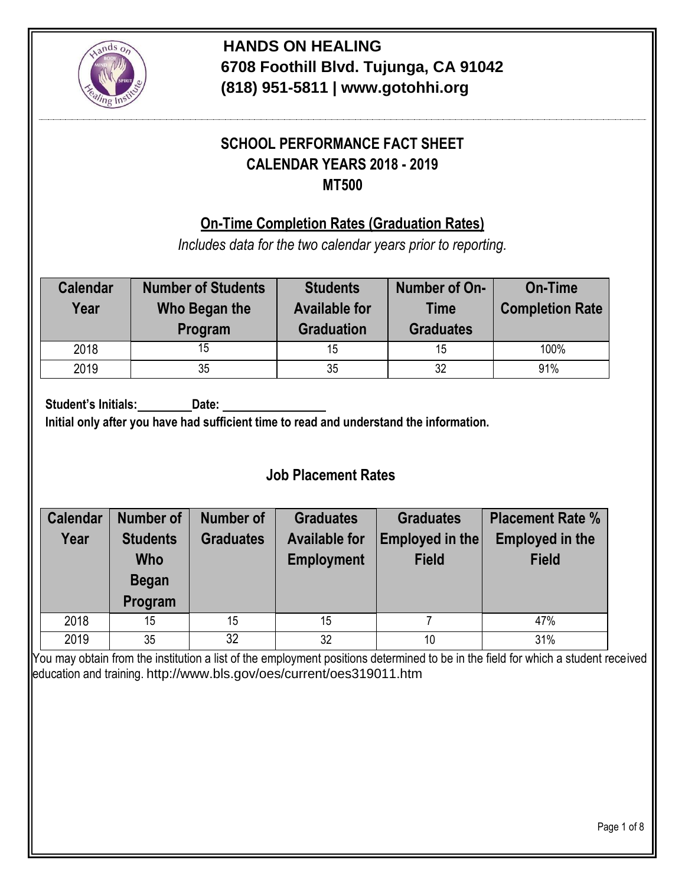**HANDS ON HEALING**
**6708 Foothill Blvd. Tujunga, CA 91042**
**(818) 951-5811 | www.gotohhi.org**

# SCHOOL PERFORMANCE FACT SHEET
## CALENDAR YEARS 2018 - 2019
## MT500

### On-Time Completion Rates (Graduation Rates)

*Includes data for the two calendar years prior to reporting.*

| Calendar Year | Number of Students Who Began the Program | Students Available for Graduation | Number of On-Time Graduates | On-Time Completion Rate |
|---|---|---|---|---|
| 2018 | 15 | 15 | 15 | 100% |
| 2019 | 35 | 35 | 32 | 91% |

**Student's Initials:\_\_\_\_\_\_\_\_\_Date: \_\_\_\_\_\_\_\_\_\_\_\_\_\_\_\_\_**

**Initial only after you have had sufficient time to read and understand the information.**

### Job Placement Rates

| Calendar Year | Number of Students Who Began Program | Number of Graduates | Graduates Available for Employment | Graduates Employed in the Field | Placement Rate % Employed in the Field |
|---|---|---|---|---|---|
| 2018 | 15 | 15 | 15 | 7 | 47% |
| 2019 | 35 | 32 | 32 | 10 | 31% |

You may obtain from the institution a list of the employment positions determined to be in the field for which a student received education and training. http://www.bls.gov/oes/current/oes319011.htm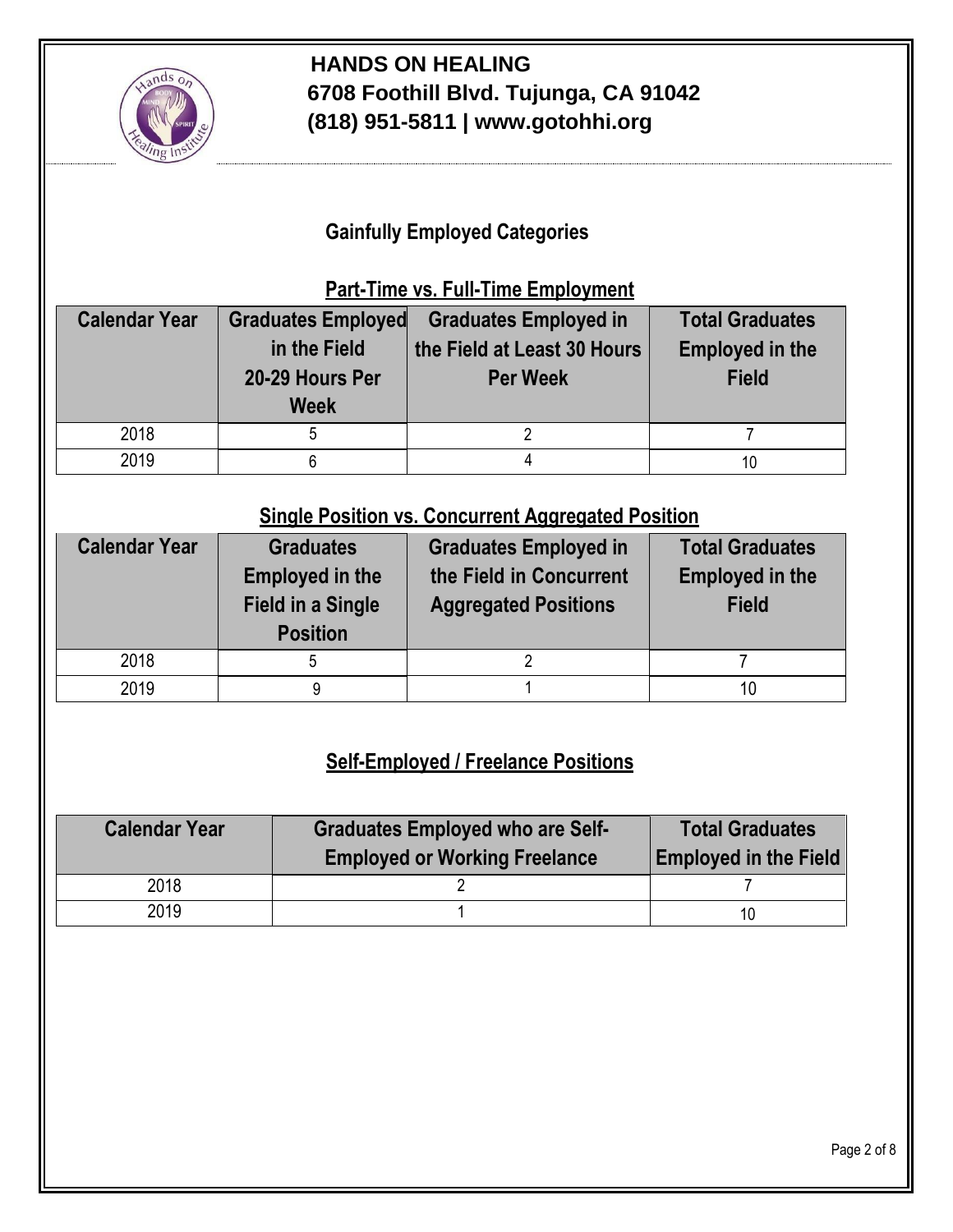**HANDS ON HEALING**
**6708 Foothill Blvd. Tujunga, CA 91042**
**(818) 951-5811 | www.gotohhi.org**

## Gainfully Employed Categories

### Part-Time vs. Full-Time Employment

| Calendar Year | Graduates Employed in the Field 20-29 Hours Per Week | Graduates Employed in the Field at Least 30 Hours Per Week | Total Graduates Employed in the Field |
|---|---|---|---|
| 2018 | 5 | 2 | 7 |
| 2019 | 6 | 4 | 10 |

### Single Position vs. Concurrent Aggregated Position

| Calendar Year | Graduates Employed in the Field in a Single Position | Graduates Employed in the Field in Concurrent Aggregated Positions | Total Graduates Employed in the Field |
|---|---|---|---|
| 2018 | 5 | 2 | 7 |
| 2019 | 9 | 1 | 10 |

### Self-Employed / Freelance Positions

| Calendar Year | Graduates Employed who are Self-Employed or Working Freelance | Total Graduates Employed in the Field |
|---|---|---|
| 2018 | 2 | 7 |
| 2019 | 1 | 10 |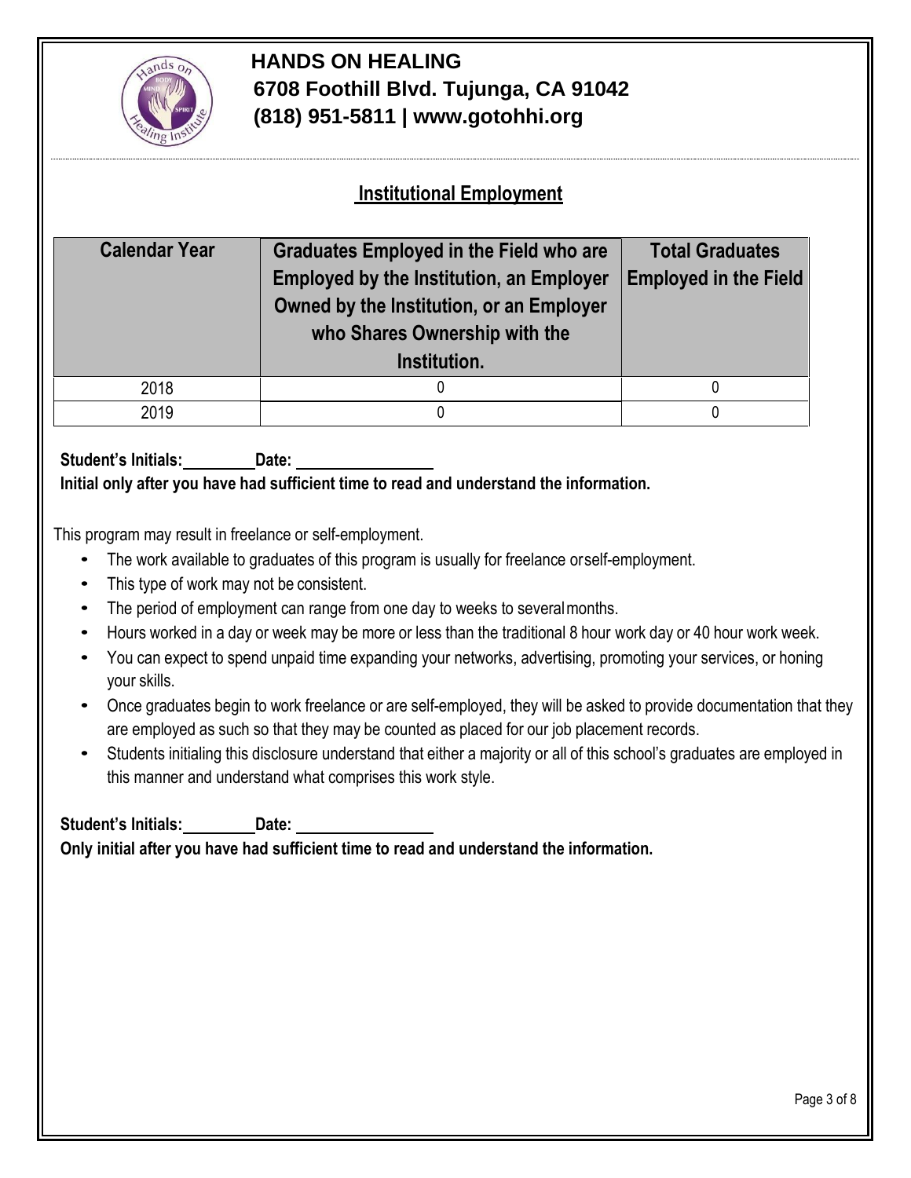**HANDS ON HEALING**
**6708 Foothill Blvd. Tujunga, CA 91042**
**(818) 951-5811 | www.gotohhi.org**

## Institutional Employment

| Calendar Year | Graduates Employed in the Field who are Employed by the Institution, an Employer Owned by the Institution, or an Employer who Shares Ownership with the Institution. | Total Graduates Employed in the Field |
|---|---|---|
| 2018 | 0 | 0 |
| 2019 | 0 | 0 |

**Student's Initials:\_\_\_\_\_\_\_\_\_ Date: \_\_\_\_\_\_\_\_\_\_\_\_\_\_\_\_**
**Initial only after you have had sufficient time to read and understand the information.**

This program may result in freelance or self-employment.

- The work available to graduates of this program is usually for freelance or self-employment.
- This type of work may not be consistent.
- The period of employment can range from one day to weeks to several months.
- Hours worked in a day or week may be more or less than the traditional 8 hour work day or 40 hour work week.
- You can expect to spend unpaid time expanding your networks, advertising, promoting your services, or honing your skills.
- Once graduates begin to work freelance or are self-employed, they will be asked to provide documentation that they are employed as such so that they may be counted as placed for our job placement records.
- Students initialing this disclosure understand that either a majority or all of this school's graduates are employed in this manner and understand what comprises this work style.

**Student's Initials:\_\_\_\_\_\_\_\_\_ Date: \_\_\_\_\_\_\_\_\_\_\_\_\_\_\_\_**
**Only initial after you have had sufficient time to read and understand the information.**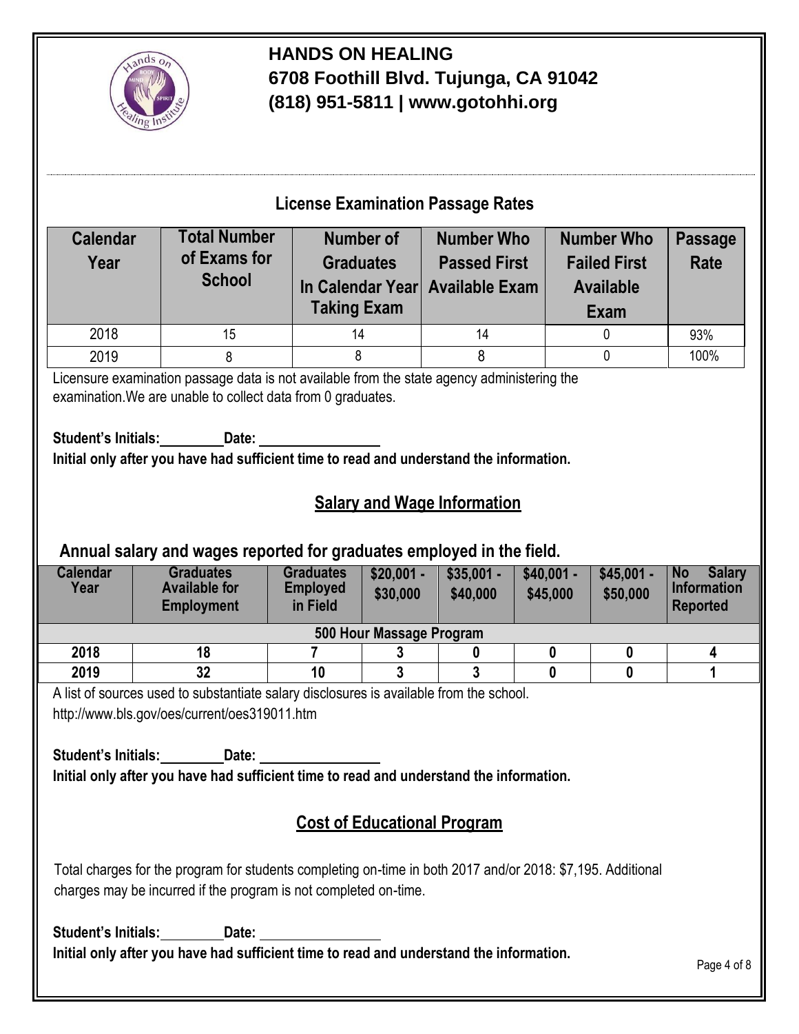**HANDS ON HEALING**
**6708 Foothill Blvd. Tujunga, CA 91042**
**(818) 951-5811 | www.gotohhi.org**

## License Examination Passage Rates

| Calendar Year | Total Number of Exams for School | Number of Graduates In Calendar Year Taking Exam | Number Who Passed First Available Exam | Number Who Failed First Available Exam | Passage Rate |
|---|---|---|---|---|---|
| 2018 | 15 | 14 | 14 | 0 | 93% |
| 2019 | 8 | 8 | 8 | 0 | 100% |

Licensure examination passage data is not available from the state agency administering the examination.We are unable to collect data from 0 graduates.

**Student's Initials:________Date: ________________**
**Initial only after you have had sufficient time to read and understand the information.**

## Salary and Wage Information

### Annual salary and wages reported for graduates employed in the field.

| Calendar Year | Graduates Available for Employment | Graduates Employed in Field | $20,001 - $30,000 | $35,001 - $40,000 | $40,001 - $45,000 | $45,001 - $50,000 | No Salary Information Reported |
|---|---|---|---|---|---|---|---|
| **500 Hour Massage Program** | | | | | | | |
| **2018** | **18** | **7** | **3** | **0** | **0** | **0** | **4** |
| **2019** | **32** | **10** | **3** | **3** | **0** | **0** | **1** |

A list of sources used to substantiate salary disclosures is available from the school.
http://www.bls.gov/oes/current/oes319011.htm

**Student's Initials:________Date: ________________**
**Initial only after you have had sufficient time to read and understand the information.**

## Cost of Educational Program

Total charges for the program for students completing on-time in both 2017 and/or 2018: $7,195. Additional charges may be incurred if the program is not completed on-time.

**Student's Initials:________Date: ________________**
**Initial only after you have had sufficient time to read and understand the information.**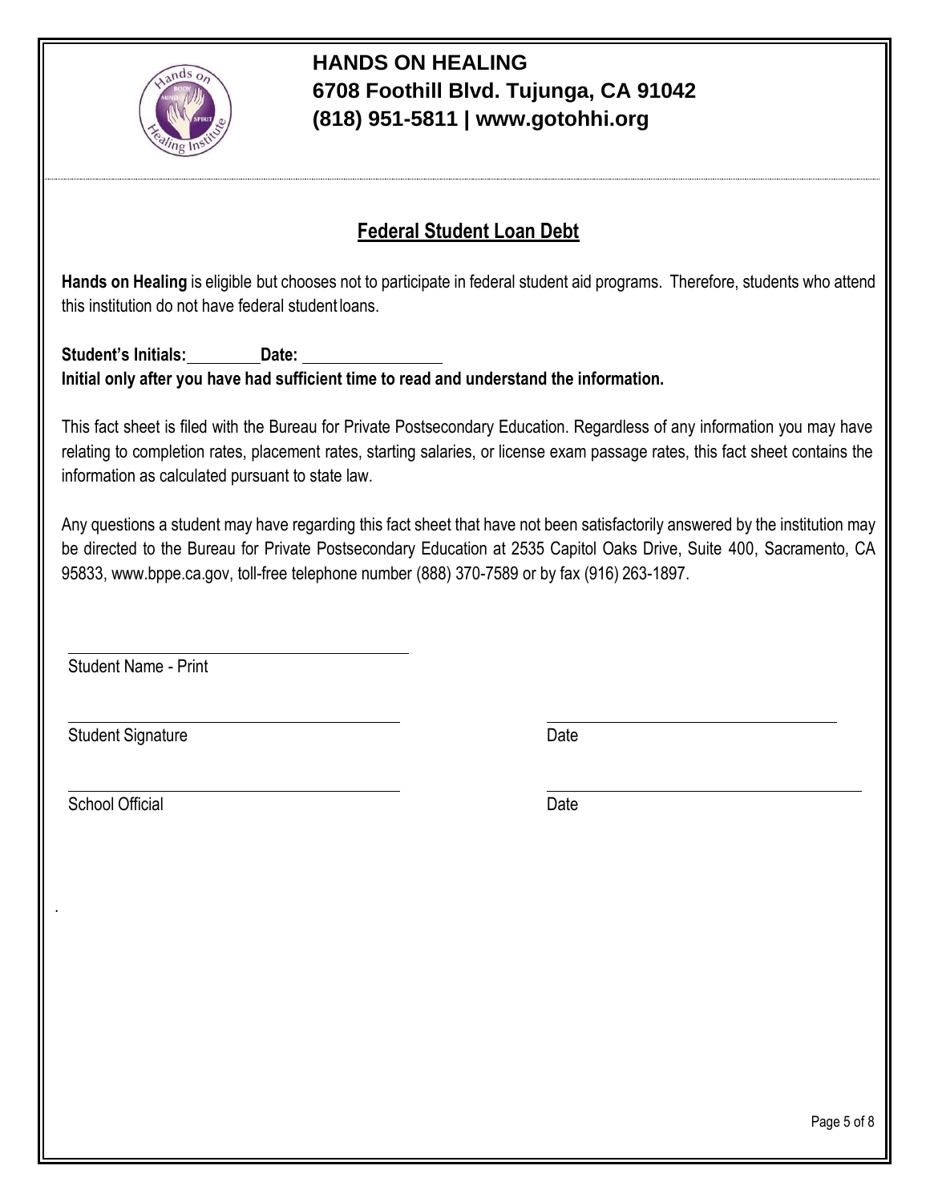**HANDS ON HEALING**
**6708 Foothill Blvd. Tujunga, CA 91042**
**(818) 951-5811 | www.gotohhi.org**

## Federal Student Loan Debt

**Hands on Healing** is eligible but chooses not to participate in federal student aid programs. Therefore, students who attend this institution do not have federal student loans.

**Student's Initials:**\_\_\_\_\_\_\_\_ **Date:** \_\_\_\_\_\_\_\_\_\_\_\_\_\_\_\_

**Initial only after you have had sufficient time to read and understand the information.**

This fact sheet is filed with the Bureau for Private Postsecondary Education. Regardless of any information you may have relating to completion rates, placement rates, starting salaries, or license exam passage rates, this fact sheet contains the information as calculated pursuant to state law.

Any questions a student may have regarding this fact sheet that have not been satisfactorily answered by the institution may be directed to the Bureau for Private Postsecondary Education at 2535 Capitol Oaks Drive, Suite 400, Sacramento, CA 95833, www.bppe.ca.gov, toll-free telephone number (888) 370-7589 or by fax (916) 263-1897.

\_\_\_\_\_\_\_\_\_\_\_\_\_\_\_\_\_\_\_\_\_\_\_\_\_\_\_\_\_\_\_\_\_\_\_\_\_\_\_\_
Student Name - Print

\_\_\_\_\_\_\_\_\_\_\_\_\_\_\_\_\_\_\_\_\_\_\_\_\_\_\_\_\_\_\_\_\_\_\_\_\_\_\_\_ \_\_\_\_\_\_\_\_\_\_\_\_\_\_\_\_\_\_\_\_\_\_\_\_\_\_\_\_\_\_\_\_\_\_
Student Signature Date

\_\_\_\_\_\_\_\_\_\_\_\_\_\_\_\_\_\_\_\_\_\_\_\_\_\_\_\_\_\_\_\_\_\_\_\_\_\_\_\_ \_\_\_\_\_\_\_\_\_\_\_\_\_\_\_\_\_\_\_\_\_\_\_\_\_\_\_\_\_\_\_\_\_\_
School Official Date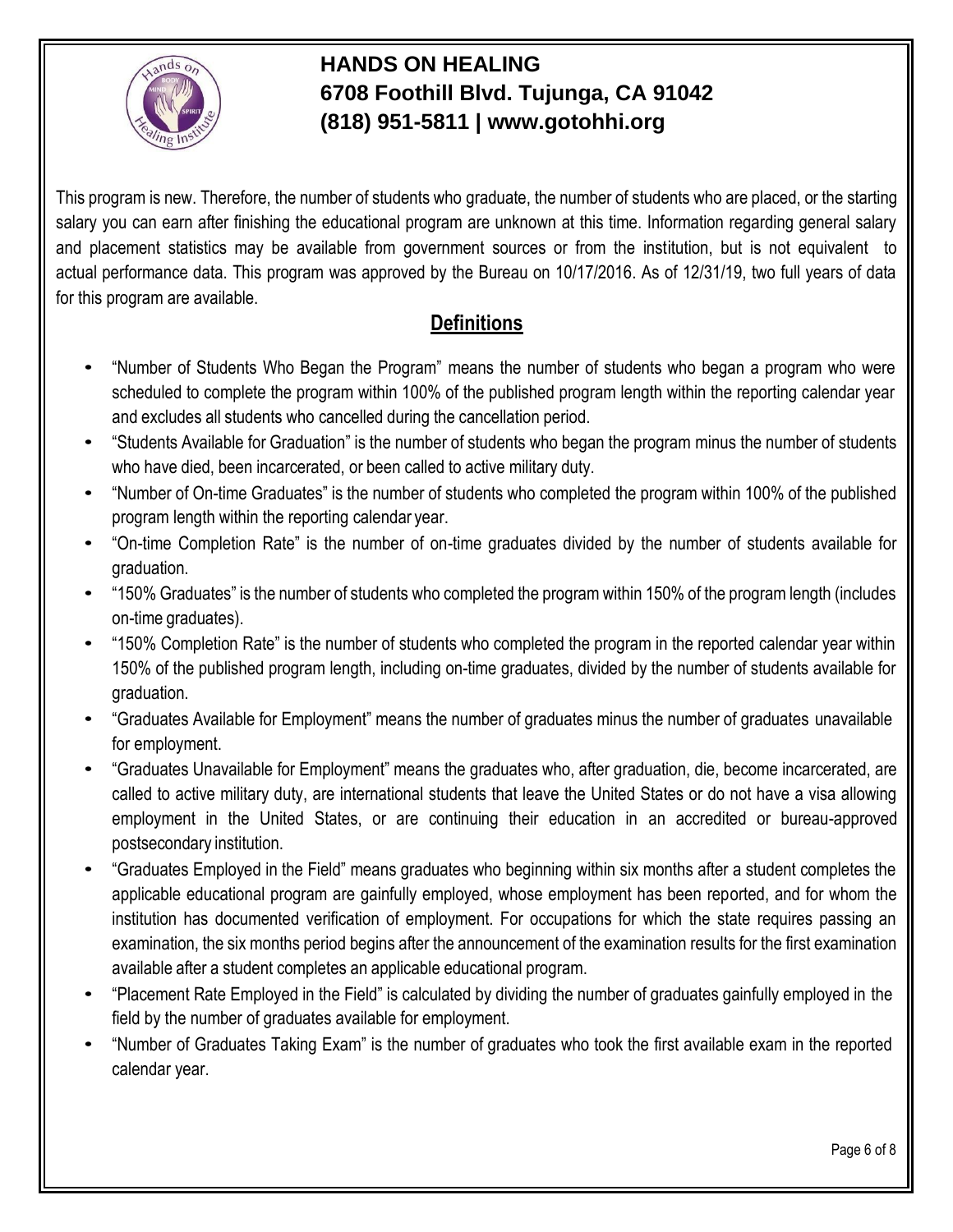**HANDS ON HEALING**
**6708 Foothill Blvd. Tujunga, CA 91042**
**(818) 951-5811 | www.gotohhi.org**

This program is new. Therefore, the number of students who graduate, the number of students who are placed, or the starting salary you can earn after finishing the educational program are unknown at this time. Information regarding general salary and placement statistics may be available from government sources or from the institution, but is not equivalent to actual performance data. This program was approved by the Bureau on 10/17/2016. As of 12/31/19, two full years of data for this program are available.

## Definitions

- "Number of Students Who Began the Program" means the number of students who began a program who were scheduled to complete the program within 100% of the published program length within the reporting calendar year and excludes all students who cancelled during the cancellation period.
- "Students Available for Graduation" is the number of students who began the program minus the number of students who have died, been incarcerated, or been called to active military duty.
- "Number of On-time Graduates" is the number of students who completed the program within 100% of the published program length within the reporting calendar year.
- "On-time Completion Rate" is the number of on-time graduates divided by the number of students available for graduation.
- "150% Graduates" is the number of students who completed the program within 150% of the program length (includes on-time graduates).
- "150% Completion Rate" is the number of students who completed the program in the reported calendar year within 150% of the published program length, including on-time graduates, divided by the number of students available for graduation.
- "Graduates Available for Employment" means the number of graduates minus the number of graduates unavailable for employment.
- "Graduates Unavailable for Employment" means the graduates who, after graduation, die, become incarcerated, are called to active military duty, are international students that leave the United States or do not have a visa allowing employment in the United States, or are continuing their education in an accredited or bureau-approved postsecondary institution.
- "Graduates Employed in the Field" means graduates who beginning within six months after a student completes the applicable educational program are gainfully employed, whose employment has been reported, and for whom the institution has documented verification of employment. For occupations for which the state requires passing an examination, the six months period begins after the announcement of the examination results for the first examination available after a student completes an applicable educational program.
- "Placement Rate Employed in the Field" is calculated by dividing the number of graduates gainfully employed in the field by the number of graduates available for employment.
- "Number of Graduates Taking Exam" is the number of graduates who took the first available exam in the reported calendar year.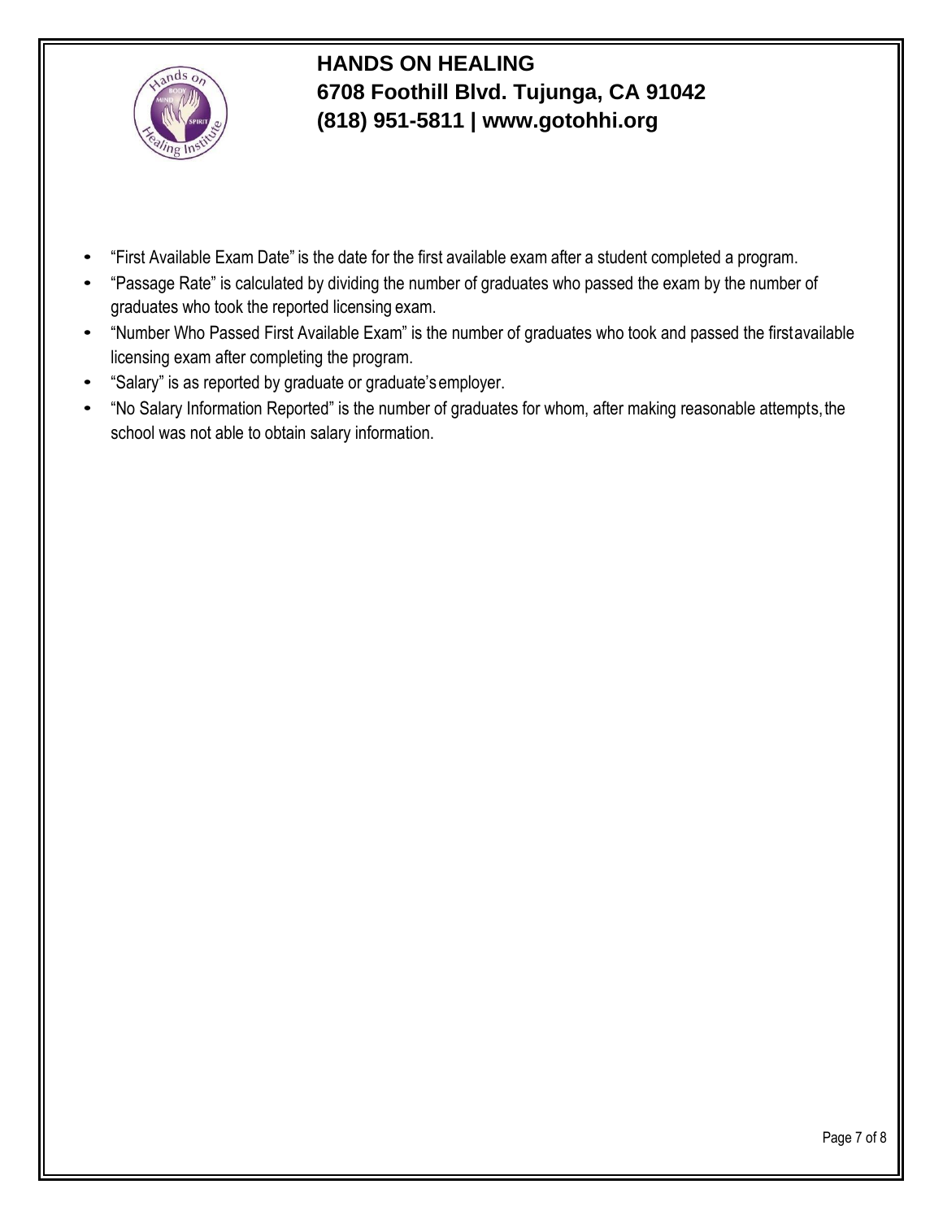**HANDS ON HEALING**
**6708 Foothill Blvd. Tujunga, CA 91042**
**(818) 951-5811 | www.gotohhi.org**

- "First Available Exam Date" is the date for the first available exam after a student completed a program.
- "Passage Rate" is calculated by dividing the number of graduates who passed the exam by the number of graduates who took the reported licensing exam.
- "Number Who Passed First Available Exam" is the number of graduates who took and passed the first available licensing exam after completing the program.
- "Salary" is as reported by graduate or graduate's employer.
- "No Salary Information Reported" is the number of graduates for whom, after making reasonable attempts, the school was not able to obtain salary information.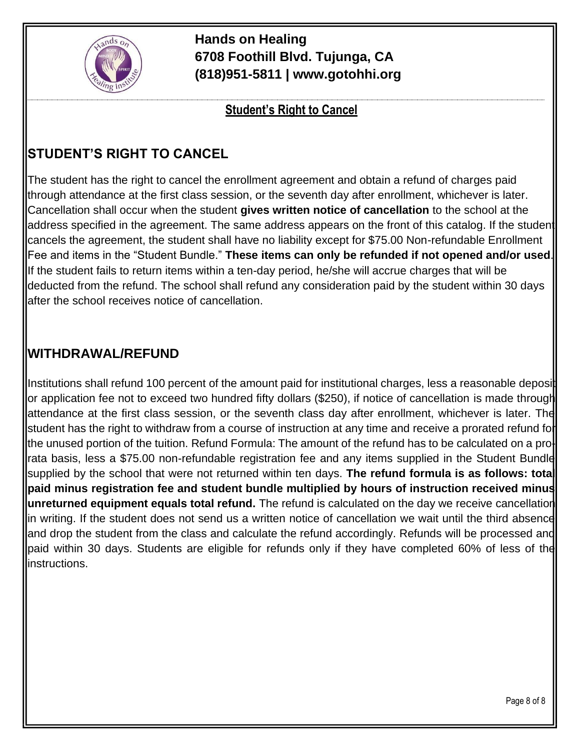**Hands on Healing**
**6708 Foothill Blvd. Tujunga, CA**
**(818)951-5811 | www.gotohhi.org**

**Student's Right to Cancel**

## STUDENT'S RIGHT TO CANCEL

The student has the right to cancel the enrollment agreement and obtain a refund of charges paid through attendance at the first class session, or the seventh day after enrollment, whichever is later. Cancellation shall occur when the student **gives written notice of cancellation** to the school at the address specified in the agreement. The same address appears on the front of this catalog. If the student cancels the agreement, the student shall have no liability except for $75.00 Non-refundable Enrollment Fee and items in the "Student Bundle." **These items can only be refunded if not opened and/or used**. If the student fails to return items within a ten-day period, he/she will accrue charges that will be deducted from the refund. The school shall refund any consideration paid by the student within 30 days after the school receives notice of cancellation.

## WITHDRAWAL/REFUND

Institutions shall refund 100 percent of the amount paid for institutional charges, less a reasonable deposit or application fee not to exceed two hundred fifty dollars ($250), if notice of cancellation is made through attendance at the first class session, or the seventh class day after enrollment, whichever is later. The student has the right to withdraw from a course of instruction at any time and receive a prorated refund for the unused portion of the tuition. Refund Formula: The amount of the refund has to be calculated on a pro-rata basis, less a $75.00 non-refundable registration fee and any items supplied in the Student Bundle supplied by the school that were not returned within ten days. **The refund formula is as follows: total paid minus registration fee and student bundle multiplied by hours of instruction received minus unreturned equipment equals total refund.** The refund is calculated on the day we receive cancellation in writing. If the student does not send us a written notice of cancellation we wait until the third absence and drop the student from the class and calculate the refund accordingly. Refunds will be processed and paid within 30 days. Students are eligible for refunds only if they have completed 60% of less of the instructions.